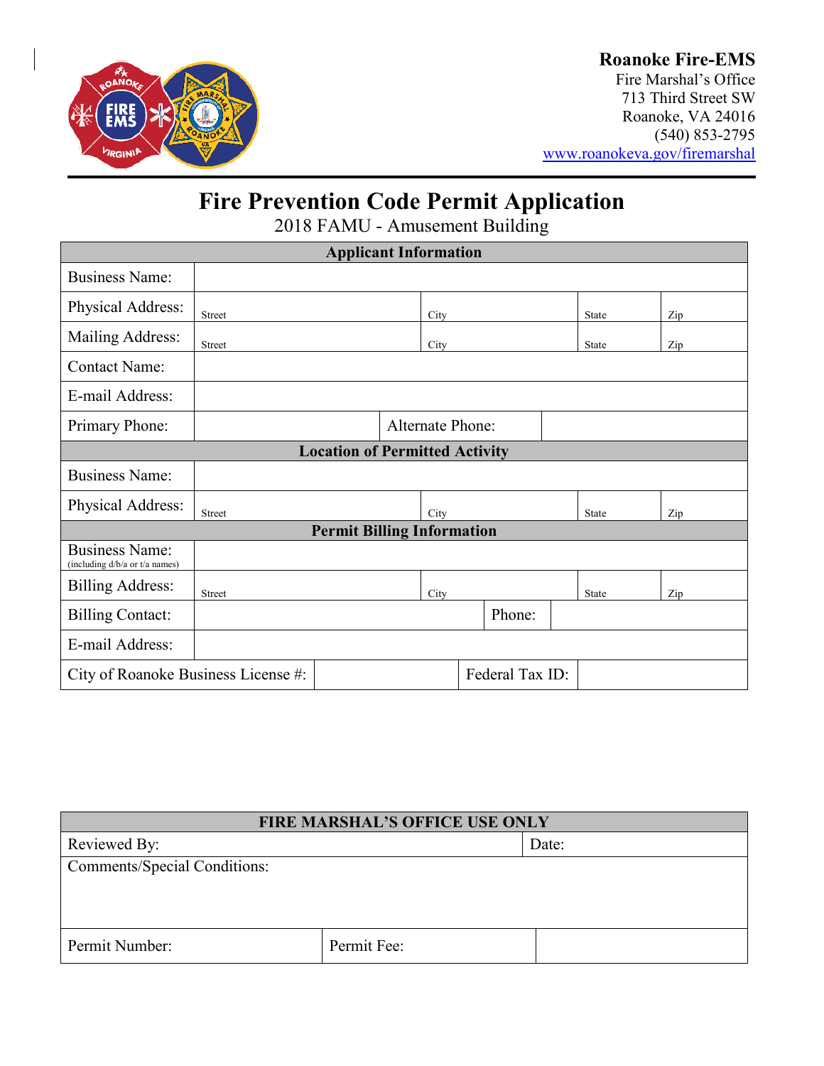**Roanoke Fire-EMS**
Fire Marshal's Office
713 Third Street SW
Roanoke, VA 24016
(540) 853-2795
www.roanokeva.gov/firemarshal

# Fire Prevention Code Permit Application

2018 FAMU - Amusement Building

| Applicant Information | | | | |
|---|---|---|---|---|
| Business Name: | | | | |
| Physical Address: | Street | City | State | Zip |
| Mailing Address: | Street | City | State | Zip |
| Contact Name: | | | | |
| E-mail Address: | | | | |
| Primary Phone: | | Alternate Phone: | | |
| **Location of Permitted Activity** | | | | |
| Business Name: | | | | |
| Physical Address: | Street | City | State | Zip |
| **Permit Billing Information** | | | | |
| Business Name: (including d/b/a or t/a names) | | | | |
| Billing Address: | Street | City | State | Zip |
| Billing Contact: | | Phone: | | |
| E-mail Address: | | | | |
| City of Roanoke Business License #: | | Federal Tax ID: | | |

| FIRE MARSHAL'S OFFICE USE ONLY | | |
|---|---|---|
| Reviewed By: | | Date: |
| Comments/Special Conditions: | | |
| Permit Number: | Permit Fee: | |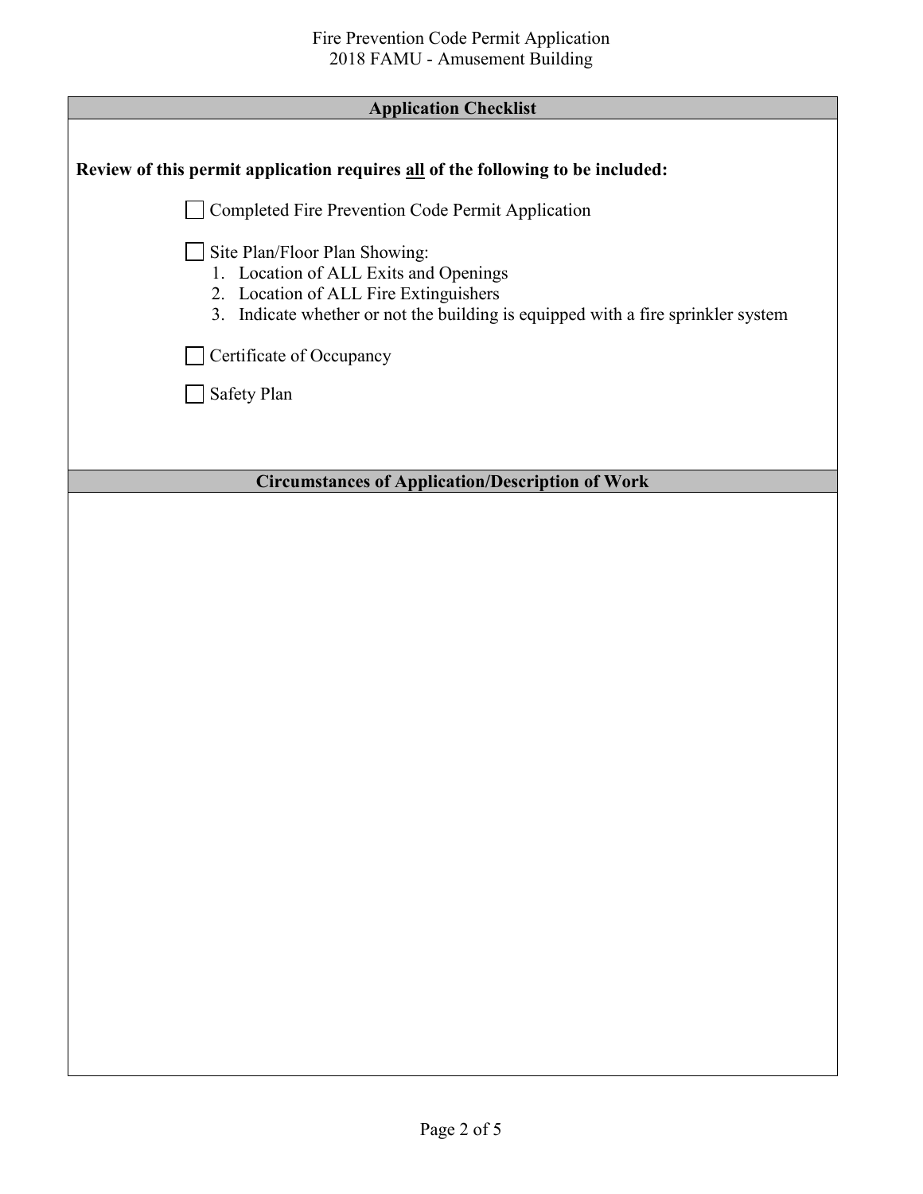## Application Checklist

**Review of this permit application requires all of the following to be included:**

- [ ] Completed Fire Prevention Code Permit Application
- [ ] Site Plan/Floor Plan Showing:
    1. Location of ALL Exits and Openings
    2. Location of ALL Fire Extinguishers
    3. Indicate whether or not the building is equipped with a fire sprinkler system
- [ ] Certificate of Occupancy
- [ ] Safety Plan

## Circumstances of Application/Description of Work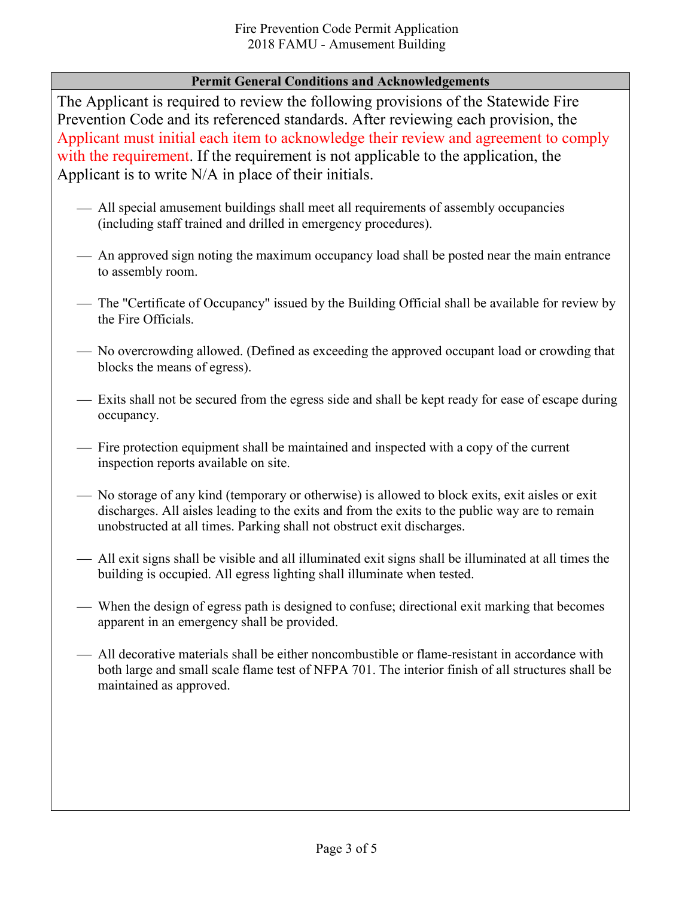Fire Prevention Code Permit Application
2018 FAMU - Amusement Building

## Permit General Conditions and Acknowledgements

The Applicant is required to review the following provisions of the Statewide Fire Prevention Code and its referenced standards. After reviewing each provision, the Applicant must initial each item to acknowledge their review and agreement to comply with the requirement. If the requirement is not applicable to the application, the Applicant is to write N/A in place of their initials.

- \_\_ All special amusement buildings shall meet all requirements of assembly occupancies (including staff trained and drilled in emergency procedures).

- \_\_ An approved sign noting the maximum occupancy load shall be posted near the main entrance to assembly room.

- \_\_ The "Certificate of Occupancy" issued by the Building Official shall be available for review by the Fire Officials.

- \_\_ No overcrowding allowed. (Defined as exceeding the approved occupant load or crowding that blocks the means of egress).

- \_\_ Exits shall not be secured from the egress side and shall be kept ready for ease of escape during occupancy.

- \_\_ Fire protection equipment shall be maintained and inspected with a copy of the current inspection reports available on site.

- \_\_ No storage of any kind (temporary or otherwise) is allowed to block exits, exit aisles or exit discharges. All aisles leading to the exits and from the exits to the public way are to remain unobstructed at all times. Parking shall not obstruct exit discharges.

- \_\_ All exit signs shall be visible and all illuminated exit signs shall be illuminated at all times the building is occupied. All egress lighting shall illuminate when tested.

- \_\_ When the design of egress path is designed to confuse; directional exit marking that becomes apparent in an emergency shall be provided.

- \_\_ All decorative materials shall be either noncombustible or flame-resistant in accordance with both large and small scale flame test of NFPA 701. The interior finish of all structures shall be maintained as approved.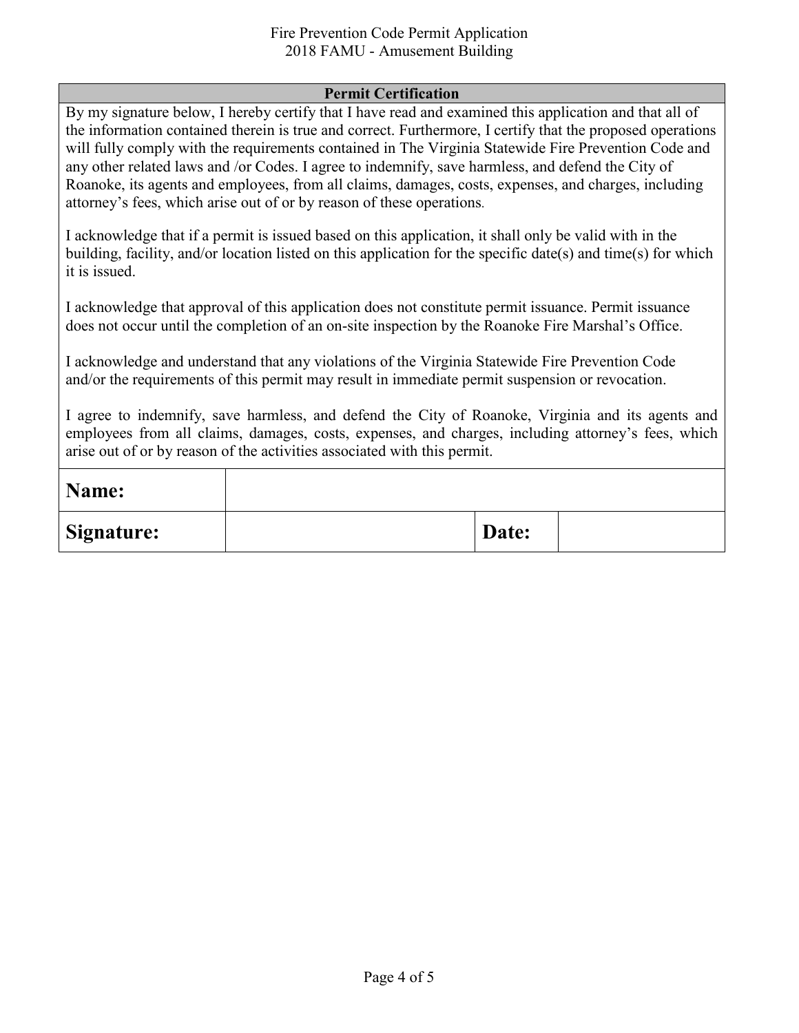## Permit Certification

By my signature below, I hereby certify that I have read and examined this application and that all of the information contained therein is true and correct. Furthermore, I certify that the proposed operations will fully comply with the requirements contained in The Virginia Statewide Fire Prevention Code and any other related laws and /or Codes. I agree to indemnify, save harmless, and defend the City of Roanoke, its agents and employees, from all claims, damages, costs, expenses, and charges, including attorney's fees, which arise out of or by reason of these operations.

I acknowledge that if a permit is issued based on this application, it shall only be valid with in the building, facility, and/or location listed on this application for the specific date(s) and time(s) for which it is issued.

I acknowledge that approval of this application does not constitute permit issuance. Permit issuance does not occur until the completion of an on-site inspection by the Roanoke Fire Marshal's Office.

I acknowledge and understand that any violations of the Virginia Statewide Fire Prevention Code and/or the requirements of this permit may result in immediate permit suspension or revocation.

I agree to indemnify, save harmless, and defend the City of Roanoke, Virginia and its agents and employees from all claims, damages, costs, expenses, and charges, including attorney's fees, which arise out of or by reason of the activities associated with this permit.

| **Name:** | | | |
|---|---|---|---|
| **Signature:** | | **Date:** | |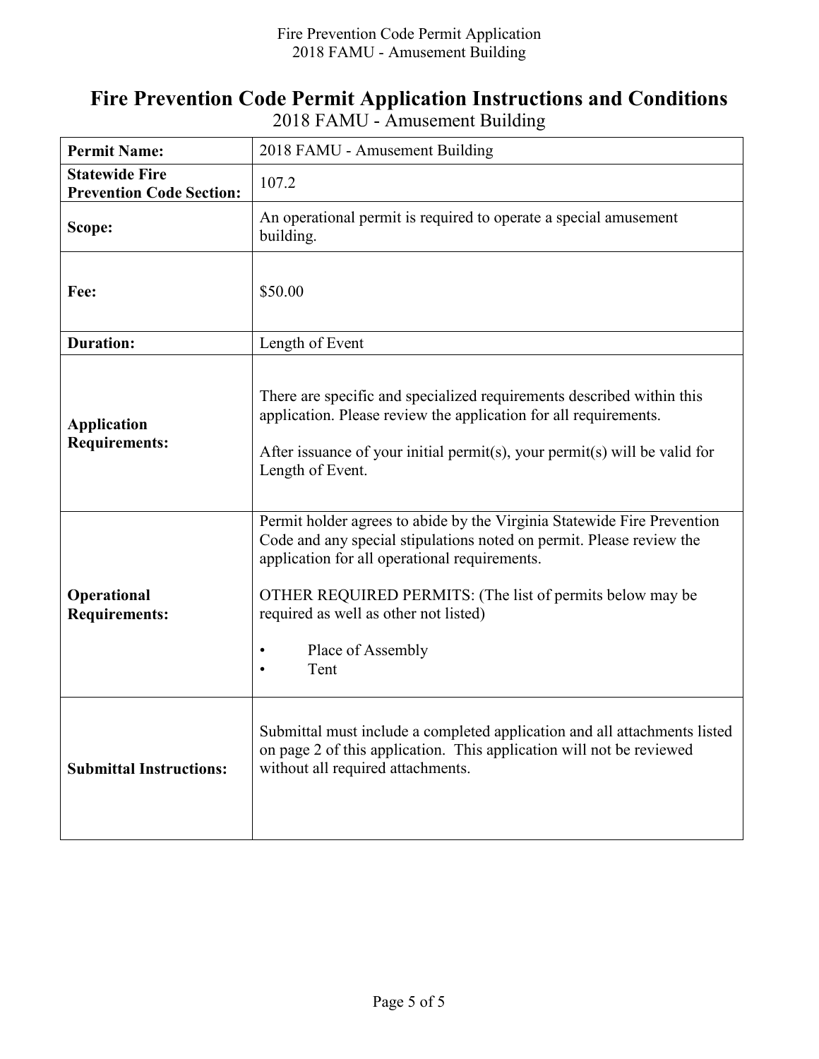# Fire Prevention Code Permit Application Instructions and Conditions

2018 FAMU - Amusement Building

| | |
|---|---|
| **Permit Name:** | 2018 FAMU - Amusement Building |
| **Statewide Fire Prevention Code Section:** | 107.2 |
| **Scope:** | An operational permit is required to operate a special amusement building. |
| **Fee:** | $50.00 |
| **Duration:** | Length of Event |
| **Application Requirements:** | There are specific and specialized requirements described within this application. Please review the application for all requirements.<br><br>After issuance of your initial permit(s), your permit(s) will be valid for Length of Event. |
| **Operational Requirements:** | Permit holder agrees to abide by the Virginia Statewide Fire Prevention Code and any special stipulations noted on permit. Please review the application for all operational requirements.<br><br>OTHER REQUIRED PERMITS: (The list of permits below may be required as well as other not listed)<br><br>• Place of Assembly<br>• Tent |
| **Submittal Instructions:** | Submittal must include a completed application and all attachments listed on page 2 of this application. This application will not be reviewed without all required attachments. |